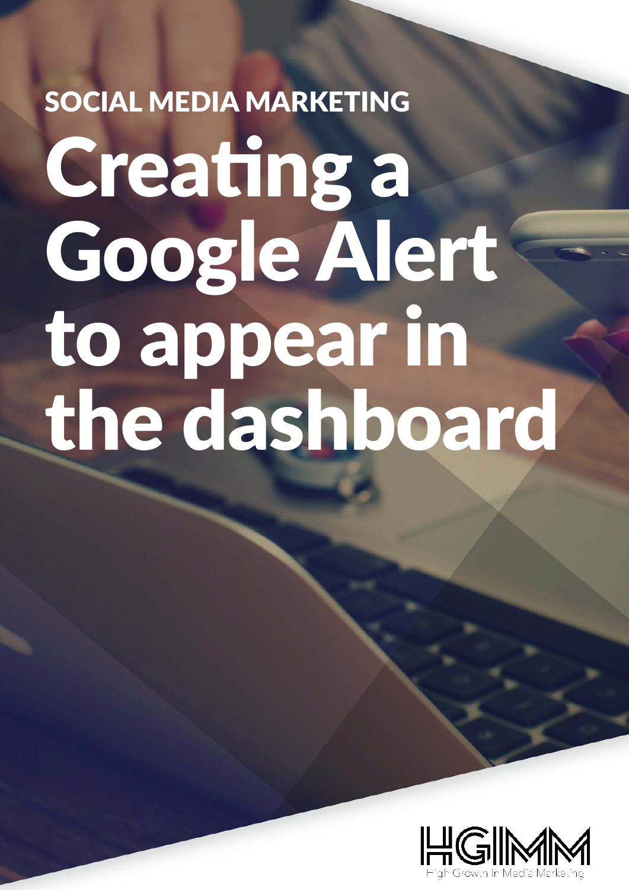SOCIAL MEDIA MARKETING

# Creating a Google Alert to appear in the dashboard

HGIMM

High Growth In Media Marketing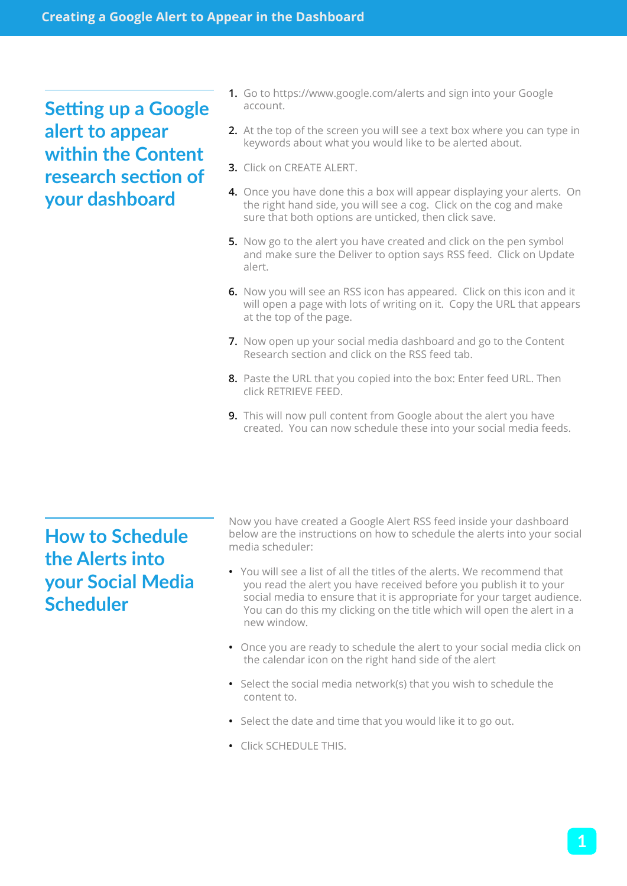# Creating a Google Alert to Appear in the Dashboard

## Setting up a Google alert to appear within the Content research section of your dashboard

1. Go to https://www.google.com/alerts and sign into your Google account.
2. At the top of the screen you will see a text box where you can type in keywords about what you would like to be alerted about.
3. Click on CREATE ALERT.
4. Once you have done this a box will appear displaying your alerts. On the right hand side, you will see a cog. Click on the cog and make sure that both options are unticked, then click save.
5. Now go to the alert you have created and click on the pen symbol and make sure the Deliver to option says RSS feed. Click on Update alert.
6. Now you will see an RSS icon has appeared. Click on this icon and it will open a page with lots of writing on it. Copy the URL that appears at the top of the page.
7. Now open up your social media dashboard and go to the Content Research section and click on the RSS feed tab.
8. Paste the URL that you copied into the box: Enter feed URL. Then click RETRIEVE FEED.
9. This will now pull content from Google about the alert you have created. You can now schedule these into your social media feeds.

## How to Schedule the Alerts into your Social Media Scheduler

Now you have created a Google Alert RSS feed inside your dashboard below are the instructions on how to schedule the alerts into your social media scheduler:

- You will see a list of all the titles of the alerts. We recommend that you read the alert you have received before you publish it to your social media to ensure that it is appropriate for your target audience. You can do this my clicking on the title which will open the alert in a new window.
- Once you are ready to schedule the alert to your social media click on the calendar icon on the right hand side of the alert
- Select the social media network(s) that you wish to schedule the content to.
- Select the date and time that you would like it to go out.
- Click SCHEDULE THIS.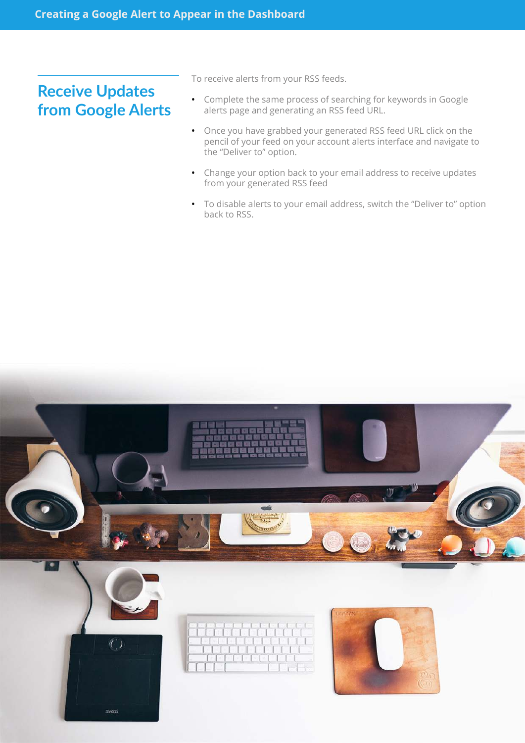## Receive Updates from Google Alerts

To receive alerts from your RSS feeds.

- Complete the same process of searching for keywords in Google alerts page and generating an RSS feed URL.
- Once you have grabbed your generated RSS feed URL click on the pencil of your feed on your account alerts interface and navigate to the “Deliver to” option.
- Change your option back to your email address to receive updates from your generated RSS feed
- To disable alerts to your email address, switch the “Deliver to” option back to RSS.